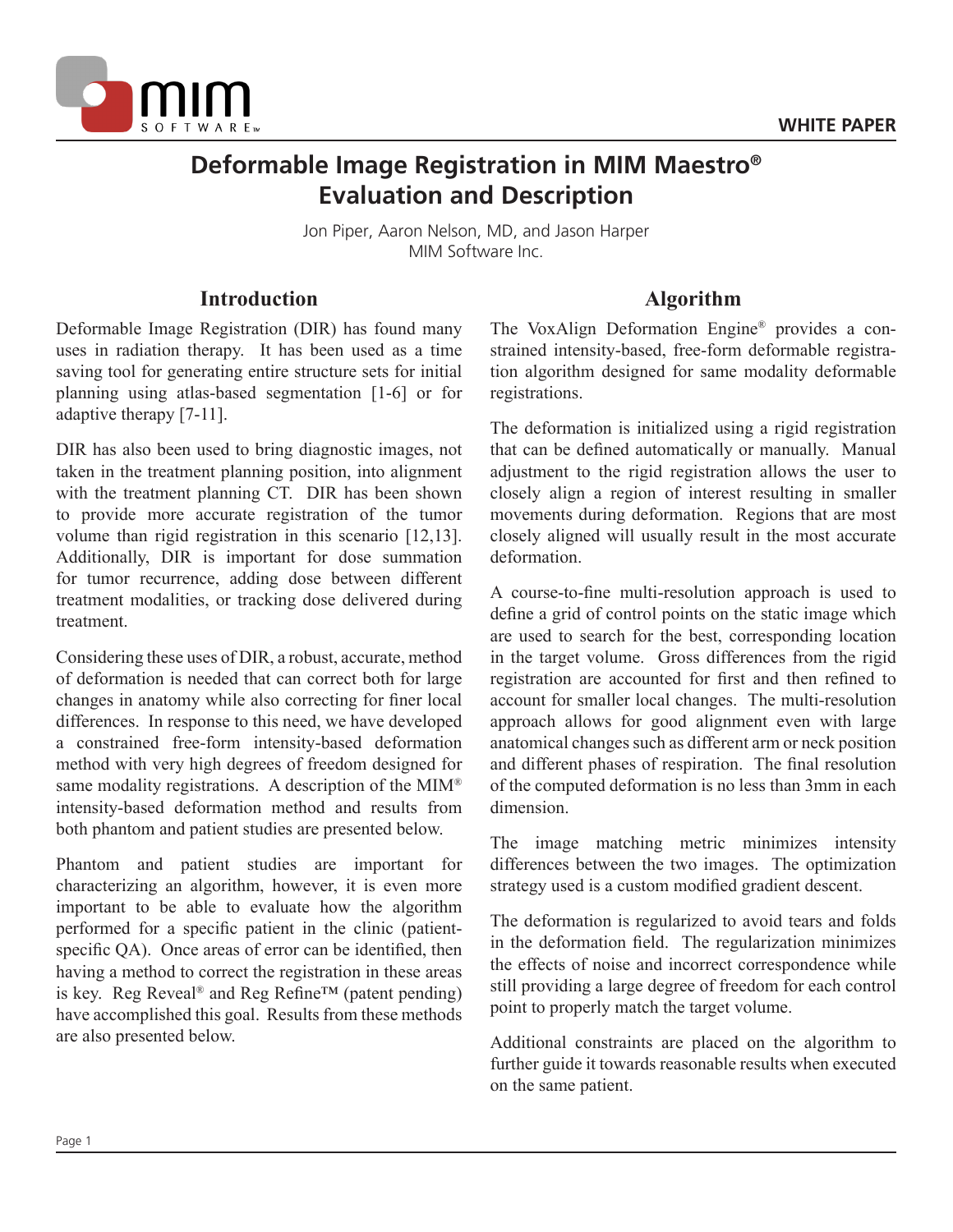WHITE PAPER

# Deformable Image Registration in MIM Maestro®
# Evaluation and Description

Jon Piper, Aaron Nelson, MD, and Jason Harper
MIM Software Inc.

## Introduction

Deformable Image Registration (DIR) has found many uses in radiation therapy. It has been used as a time saving tool for generating entire structure sets for initial planning using atlas-based segmentation [1-6] or for adaptive therapy [7-11].

DIR has also been used to bring diagnostic images, not taken in the treatment planning position, into alignment with the treatment planning CT. DIR has been shown to provide more accurate registration of the tumor volume than rigid registration in this scenario [12,13]. Additionally, DIR is important for dose summation for tumor recurrence, adding dose between different treatment modalities, or tracking dose delivered during treatment.

Considering these uses of DIR, a robust, accurate, method of deformation is needed that can correct both for large changes in anatomy while also correcting for finer local differences. In response to this need, we have developed a constrained free-form intensity-based deformation method with very high degrees of freedom designed for same modality registrations. A description of the MIM® intensity-based deformation method and results from both phantom and patient studies are presented below.

Phantom and patient studies are important for characterizing an algorithm, however, it is even more important to be able to evaluate how the algorithm performed for a specific patient in the clinic (patient-specific QA). Once areas of error can be identified, then having a method to correct the registration in these areas is key. Reg Reveal® and Reg Refine™ (patent pending) have accomplished this goal. Results from these methods are also presented below.

## Algorithm

The VoxAlign Deformation Engine® provides a constrained intensity-based, free-form deformable registration algorithm designed for same modality deformable registrations.

The deformation is initialized using a rigid registration that can be defined automatically or manually. Manual adjustment to the rigid registration allows the user to closely align a region of interest resulting in smaller movements during deformation. Regions that are most closely aligned will usually result in the most accurate deformation.

A course-to-fine multi-resolution approach is used to define a grid of control points on the static image which are used to search for the best, corresponding location in the target volume. Gross differences from the rigid registration are accounted for first and then refined to account for smaller local changes. The multi-resolution approach allows for good alignment even with large anatomical changes such as different arm or neck position and different phases of respiration. The final resolution of the computed deformation is no less than 3mm in each dimension.

The image matching metric minimizes intensity differences between the two images. The optimization strategy used is a custom modified gradient descent.

The deformation is regularized to avoid tears and folds in the deformation field. The regularization minimizes the effects of noise and incorrect correspondence while still providing a large degree of freedom for each control point to properly match the target volume.

Additional constraints are placed on the algorithm to further guide it towards reasonable results when executed on the same patient.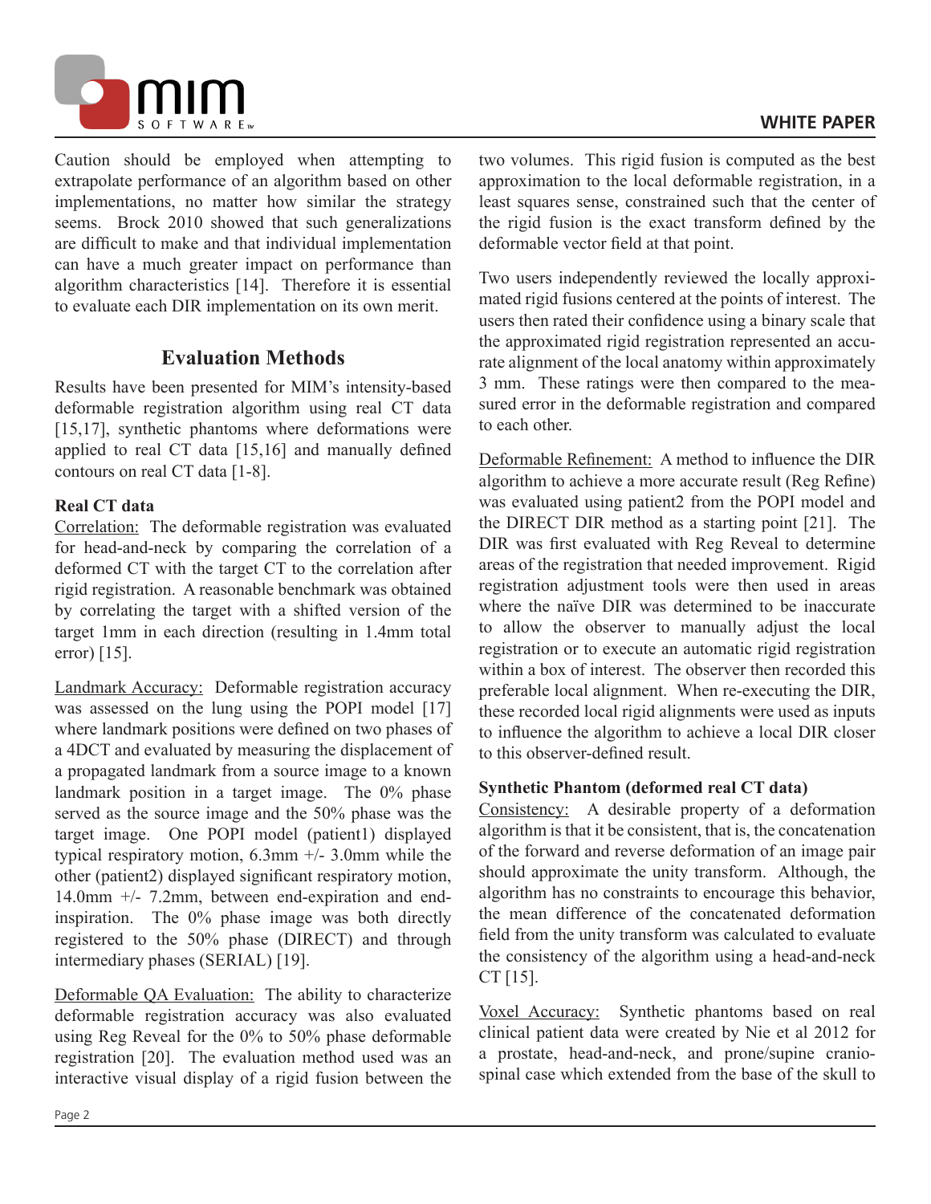Caution should be employed when attempting to extrapolate performance of an algorithm based on other implementations, no matter how similar the strategy seems. Brock 2010 showed that such generalizations are difficult to make and that individual implementation can have a much greater impact on performance than algorithm characteristics [14]. Therefore it is essential to evaluate each DIR implementation on its own merit.

## Evaluation Methods

Results have been presented for MIM's intensity-based deformable registration algorithm using real CT data [15,17], synthetic phantoms where deformations were applied to real CT data [15,16] and manually defined contours on real CT data [1-8].

### Real CT data

Correlation: The deformable registration was evaluated for head-and-neck by comparing the correlation of a deformed CT with the target CT to the correlation after rigid registration. A reasonable benchmark was obtained by correlating the target with a shifted version of the target 1mm in each direction (resulting in 1.4mm total error) [15].

Landmark Accuracy: Deformable registration accuracy was assessed on the lung using the POPI model [17] where landmark positions were defined on two phases of a 4DCT and evaluated by measuring the displacement of a propagated landmark from a source image to a known landmark position in a target image. The 0% phase served as the source image and the 50% phase was the target image. One POPI model (patient1) displayed typical respiratory motion, 6.3mm +/- 3.0mm while the other (patient2) displayed significant respiratory motion, 14.0mm +/- 7.2mm, between end-expiration and end-inspiration. The 0% phase image was both directly registered to the 50% phase (DIRECT) and through intermediary phases (SERIAL) [19].

Deformable QA Evaluation: The ability to characterize deformable registration accuracy was also evaluated using Reg Reveal for the 0% to 50% phase deformable registration [20]. The evaluation method used was an interactive visual display of a rigid fusion between the two volumes. This rigid fusion is computed as the best approximation to the local deformable registration, in a least squares sense, constrained such that the center of the rigid fusion is the exact transform defined by the deformable vector field at that point.

Two users independently reviewed the locally approximated rigid fusions centered at the points of interest. The users then rated their confidence using a binary scale that the approximated rigid registration represented an accurate alignment of the local anatomy within approximately 3 mm. These ratings were then compared to the measured error in the deformable registration and compared to each other.

Deformable Refinement: A method to influence the DIR algorithm to achieve a more accurate result (Reg Refine) was evaluated using patient2 from the POPI model and the DIRECT DIR method as a starting point [21]. The DIR was first evaluated with Reg Reveal to determine areas of the registration that needed improvement. Rigid registration adjustment tools were then used in areas where the naïve DIR was determined to be inaccurate to allow the observer to manually adjust the local registration or to execute an automatic rigid registration within a box of interest. The observer then recorded this preferable local alignment. When re-executing the DIR, these recorded local rigid alignments were used as inputs to influence the algorithm to achieve a local DIR closer to this observer-defined result.

### Synthetic Phantom (deformed real CT data)

Consistency: A desirable property of a deformation algorithm is that it be consistent, that is, the concatenation of the forward and reverse deformation of an image pair should approximate the unity transform. Although, the algorithm has no constraints to encourage this behavior, the mean difference of the concatenated deformation field from the unity transform was calculated to evaluate the consistency of the algorithm using a head-and-neck CT [15].

Voxel Accuracy: Synthetic phantoms based on real clinical patient data were created by Nie et al 2012 for a prostate, head-and-neck, and prone/supine craniospinal case which extended from the base of the skull to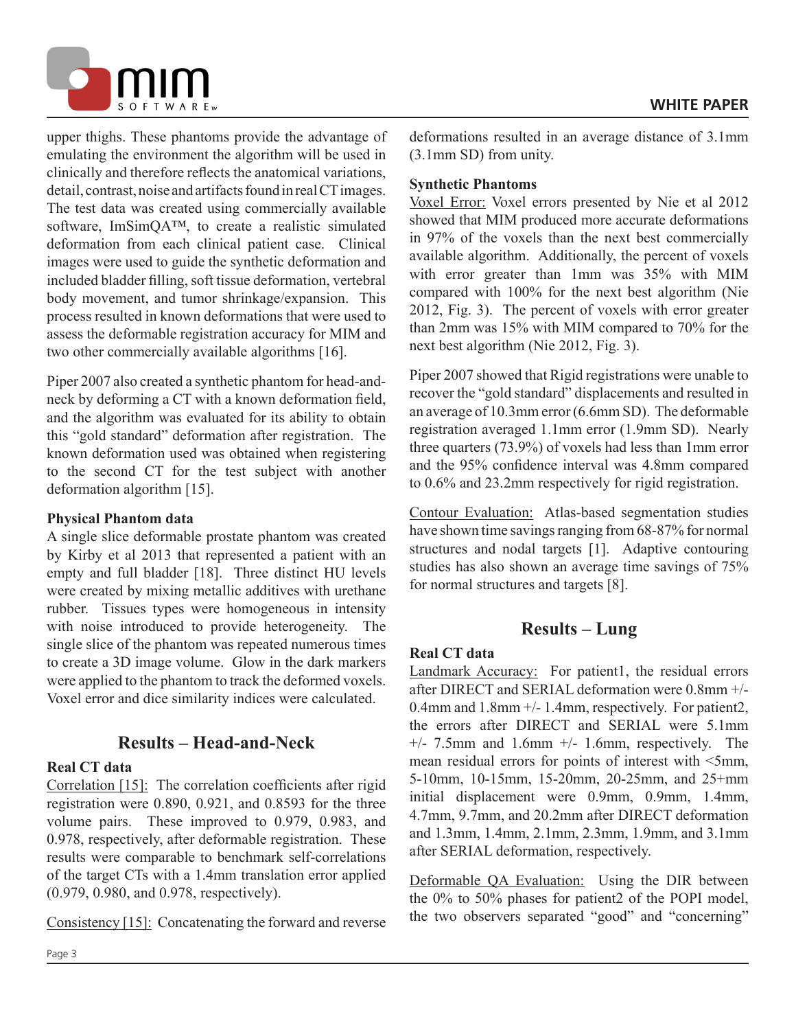upper thighs. These phantoms provide the advantage of emulating the environment the algorithm will be used in clinically and therefore reflects the anatomical variations, detail, contrast, noise and artifacts found in real CT images. The test data was created using commercially available software, ImSimQA™, to create a realistic simulated deformation from each clinical patient case. Clinical images were used to guide the synthetic deformation and included bladder filling, soft tissue deformation, vertebral body movement, and tumor shrinkage/expansion. This process resulted in known deformations that were used to assess the deformable registration accuracy for MIM and two other commercially available algorithms [16].

Piper 2007 also created a synthetic phantom for head-and-neck by deforming a CT with a known deformation field, and the algorithm was evaluated for its ability to obtain this "gold standard" deformation after registration. The known deformation used was obtained when registering to the second CT for the test subject with another deformation algorithm [15].

**Physical Phantom data**

A single slice deformable prostate phantom was created by Kirby et al 2013 that represented a patient with an empty and full bladder [18]. Three distinct HU levels were created by mixing metallic additives with urethane rubber. Tissues types were homogeneous in intensity with noise introduced to provide heterogeneity. The single slice of the phantom was repeated numerous times to create a 3D image volume. Glow in the dark markers were applied to the phantom to track the deformed voxels. Voxel error and dice similarity indices were calculated.

## Results – Head-and-Neck

**Real CT data**

Correlation [15]: The correlation coefficients after rigid registration were 0.890, 0.921, and 0.8593 for the three volume pairs. These improved to 0.979, 0.983, and 0.978, respectively, after deformable registration. These results were comparable to benchmark self-correlations of the target CTs with a 1.4mm translation error applied (0.979, 0.980, and 0.978, respectively).

Consistency [15]: Concatenating the forward and reverse deformations resulted in an average distance of 3.1mm (3.1mm SD) from unity.

**Synthetic Phantoms**

Voxel Error: Voxel errors presented by Nie et al 2012 showed that MIM produced more accurate deformations in 97% of the voxels than the next best commercially available algorithm. Additionally, the percent of voxels with error greater than 1mm was 35% with MIM compared with 100% for the next best algorithm (Nie 2012, Fig. 3). The percent of voxels with error greater than 2mm was 15% with MIM compared to 70% for the next best algorithm (Nie 2012, Fig. 3).

Piper 2007 showed that Rigid registrations were unable to recover the "gold standard" displacements and resulted in an average of 10.3mm error (6.6mm SD). The deformable registration averaged 1.1mm error (1.9mm SD). Nearly three quarters (73.9%) of voxels had less than 1mm error and the 95% confidence interval was 4.8mm compared to 0.6% and 23.2mm respectively for rigid registration.

Contour Evaluation: Atlas-based segmentation studies have shown time savings ranging from 68-87% for normal structures and nodal targets [1]. Adaptive contouring studies has also shown an average time savings of 75% for normal structures and targets [8].

## Results – Lung

**Real CT data**

Landmark Accuracy: For patient1, the residual errors after DIRECT and SERIAL deformation were 0.8mm +/- 0.4mm and 1.8mm +/- 1.4mm, respectively. For patient2, the errors after DIRECT and SERIAL were 5.1mm +/- 7.5mm and 1.6mm +/- 1.6mm, respectively. The mean residual errors for points of interest with <5mm, 5-10mm, 10-15mm, 15-20mm, 20-25mm, and 25+mm initial displacement were 0.9mm, 0.9mm, 1.4mm, 4.7mm, 9.7mm, and 20.2mm after DIRECT deformation and 1.3mm, 1.4mm, 2.1mm, 2.3mm, 1.9mm, and 3.1mm after SERIAL deformation, respectively.

Deformable QA Evaluation: Using the DIR between the 0% to 50% phases for patient2 of the POPI model, the two observers separated "good" and "concerning"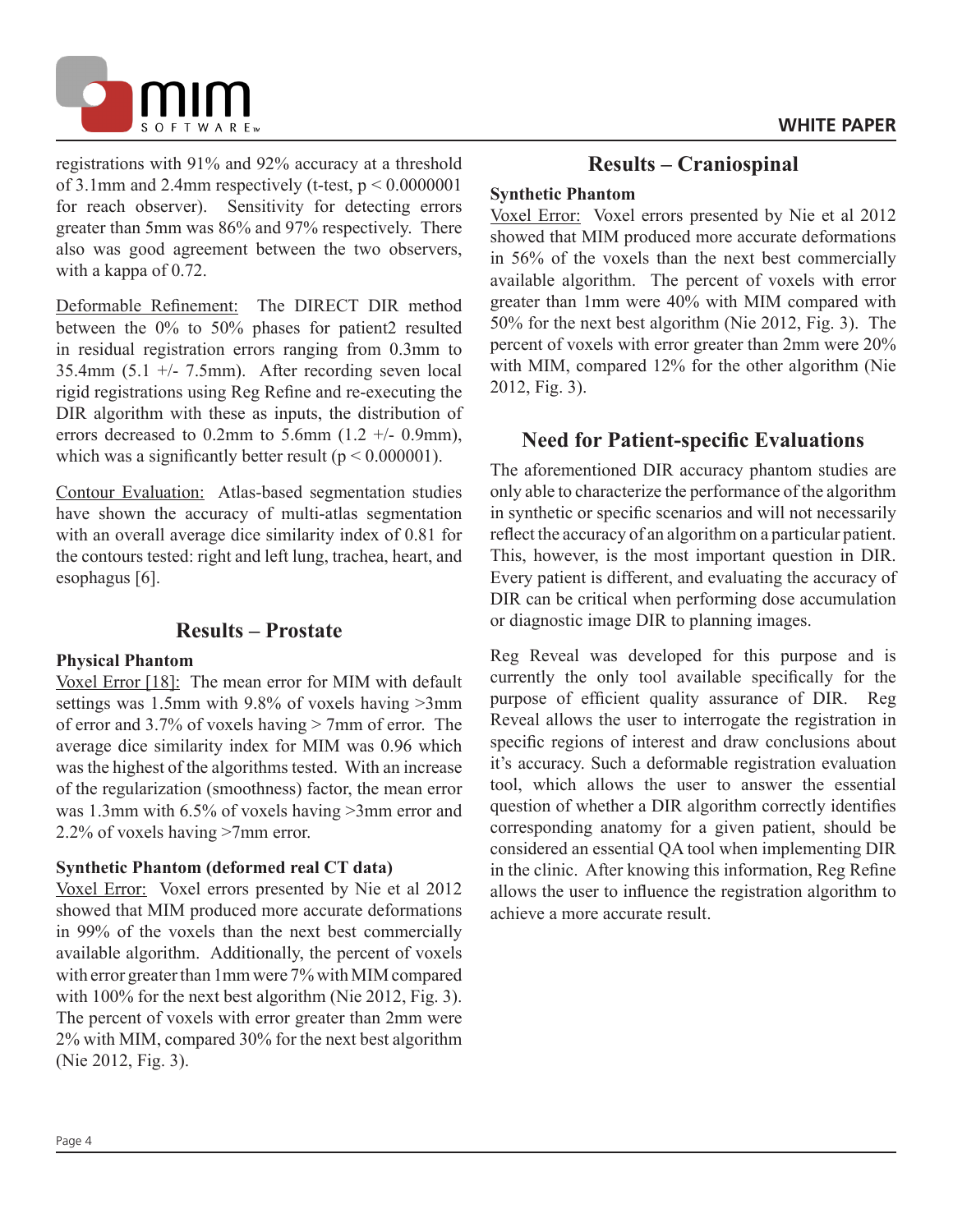registrations with 91% and 92% accuracy at a threshold of 3.1mm and 2.4mm respectively (t-test, $p < 0.0000001$ for reach observer). Sensitivity for detecting errors greater than 5mm was 86% and 97% respectively. There also was good agreement between the two observers, with a kappa of 0.72.

Deformable Refinement: The DIRECT DIR method between the 0% to 50% phases for patient2 resulted in residual registration errors ranging from 0.3mm to 35.4mm (5.1 +/- 7.5mm). After recording seven local rigid registrations using Reg Refine and re-executing the DIR algorithm with these as inputs, the distribution of errors decreased to 0.2mm to 5.6mm (1.2 +/- 0.9mm), which was a significantly better result ($p < 0.000001$).

Contour Evaluation: Atlas-based segmentation studies have shown the accuracy of multi-atlas segmentation with an overall average dice similarity index of 0.81 for the contours tested: right and left lung, trachea, heart, and esophagus [6].

## Results – Prostate

**Physical Phantom**

Voxel Error [18]: The mean error for MIM with default settings was 1.5mm with 9.8% of voxels having >3mm of error and 3.7% of voxels having > 7mm of error. The average dice similarity index for MIM was 0.96 which was the highest of the algorithms tested. With an increase of the regularization (smoothness) factor, the mean error was 1.3mm with 6.5% of voxels having >3mm error and 2.2% of voxels having >7mm error.

**Synthetic Phantom (deformed real CT data)**

Voxel Error: Voxel errors presented by Nie et al 2012 showed that MIM produced more accurate deformations in 99% of the voxels than the next best commercially available algorithm. Additionally, the percent of voxels with error greater than 1mm were 7% with MIM compared with 100% for the next best algorithm (Nie 2012, Fig. 3). The percent of voxels with error greater than 2mm were 2% with MIM, compared 30% for the next best algorithm (Nie 2012, Fig. 3).

## Results – Craniospinal

**Synthetic Phantom**

Voxel Error: Voxel errors presented by Nie et al 2012 showed that MIM produced more accurate deformations in 56% of the voxels than the next best commercially available algorithm. The percent of voxels with error greater than 1mm were 40% with MIM compared with 50% for the next best algorithm (Nie 2012, Fig. 3). The percent of voxels with error greater than 2mm were 20% with MIM, compared 12% for the other algorithm (Nie 2012, Fig. 3).

## Need for Patient-specific Evaluations

The aforementioned DIR accuracy phantom studies are only able to characterize the performance of the algorithm in synthetic or specific scenarios and will not necessarily reflect the accuracy of an algorithm on a particular patient. This, however, is the most important question in DIR. Every patient is different, and evaluating the accuracy of DIR can be critical when performing dose accumulation or diagnostic image DIR to planning images.

Reg Reveal was developed for this purpose and is currently the only tool available specifically for the purpose of efficient quality assurance of DIR. Reg Reveal allows the user to interrogate the registration in specific regions of interest and draw conclusions about it's accuracy. Such a deformable registration evaluation tool, which allows the user to answer the essential question of whether a DIR algorithm correctly identifies corresponding anatomy for a given patient, should be considered an essential QA tool when implementing DIR in the clinic. After knowing this information, Reg Refine allows the user to influence the registration algorithm to achieve a more accurate result.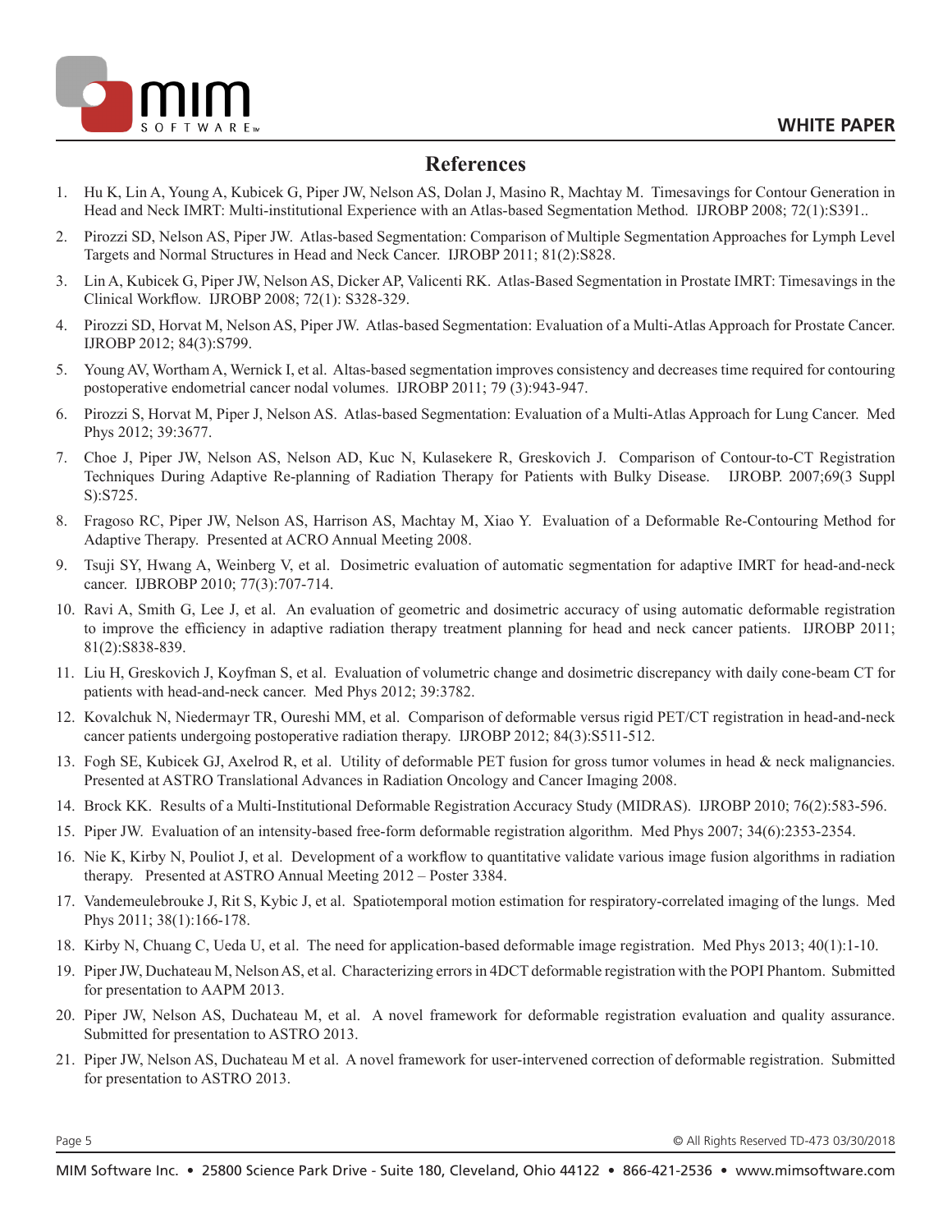## References

1. Hu K, Lin A, Young A, Kubicek G, Piper JW, Nelson AS, Dolan J, Masino R, Machtay M. Timesavings for Contour Generation in Head and Neck IMRT: Multi-institutional Experience with an Atlas-based Segmentation Method. IJROBP 2008; 72(1):S391..
2. Pirozzi SD, Nelson AS, Piper JW. Atlas-based Segmentation: Comparison of Multiple Segmentation Approaches for Lymph Level Targets and Normal Structures in Head and Neck Cancer. IJROBP 2011; 81(2):S828.
3. Lin A, Kubicek G, Piper JW, Nelson AS, Dicker AP, Valicenti RK. Atlas-Based Segmentation in Prostate IMRT: Timesavings in the Clinical Workflow. IJROBP 2008; 72(1): S328-329.
4. Pirozzi SD, Horvat M, Nelson AS, Piper JW. Atlas-based Segmentation: Evaluation of a Multi-Atlas Approach for Prostate Cancer. IJROBP 2012; 84(3):S799.
5. Young AV, Wortham A, Wernick I, et al. Altas-based segmentation improves consistency and decreases time required for contouring postoperative endometrial cancer nodal volumes. IJROBP 2011; 79 (3):943-947.
6. Pirozzi S, Horvat M, Piper J, Nelson AS. Atlas-based Segmentation: Evaluation of a Multi-Atlas Approach for Lung Cancer. Med Phys 2012; 39:3677.
7. Choe J, Piper JW, Nelson AS, Nelson AD, Kuc N, Kulasekere R, Greskovich J. Comparison of Contour-to-CT Registration Techniques During Adaptive Re-planning of Radiation Therapy for Patients with Bulky Disease. IJROBP. 2007;69(3 Suppl S):S725.
8. Fragoso RC, Piper JW, Nelson AS, Harrison AS, Machtay M, Xiao Y. Evaluation of a Deformable Re-Contouring Method for Adaptive Therapy. Presented at ACRO Annual Meeting 2008.
9. Tsuji SY, Hwang A, Weinberg V, et al. Dosimetric evaluation of automatic segmentation for adaptive IMRT for head-and-neck cancer. IJBROBP 2010; 77(3):707-714.
10. Ravi A, Smith G, Lee J, et al. An evaluation of geometric and dosimetric accuracy of using automatic deformable registration to improve the efficiency in adaptive radiation therapy treatment planning for head and neck cancer patients. IJROBP 2011; 81(2):S838-839.
11. Liu H, Greskovich J, Koyfman S, et al. Evaluation of volumetric change and dosimetric discrepancy with daily cone-beam CT for patients with head-and-neck cancer. Med Phys 2012; 39:3782.
12. Kovalchuk N, Niedermayr TR, Oureshi MM, et al. Comparison of deformable versus rigid PET/CT registration in head-and-neck cancer patients undergoing postoperative radiation therapy. IJROBP 2012; 84(3):S511-512.
13. Fogh SE, Kubicek GJ, Axelrod R, et al. Utility of deformable PET fusion for gross tumor volumes in head & neck malignancies. Presented at ASTRO Translational Advances in Radiation Oncology and Cancer Imaging 2008.
14. Brock KK. Results of a Multi-Institutional Deformable Registration Accuracy Study (MIDRAS). IJROBP 2010; 76(2):583-596.
15. Piper JW. Evaluation of an intensity-based free-form deformable registration algorithm. Med Phys 2007; 34(6):2353-2354.
16. Nie K, Kirby N, Pouliot J, et al. Development of a workflow to quantitative validate various image fusion algorithms in radiation therapy. Presented at ASTRO Annual Meeting 2012 – Poster 3384.
17. Vandemeulebrouke J, Rit S, Kybic J, et al. Spatiotemporal motion estimation for respiratory-correlated imaging of the lungs. Med Phys 2011; 38(1):166-178.
18. Kirby N, Chuang C, Ueda U, et al. The need for application-based deformable image registration. Med Phys 2013; 40(1):1-10.
19. Piper JW, Duchateau M, Nelson AS, et al. Characterizing errors in 4DCT deformable registration with the POPI Phantom. Submitted for presentation to AAPM 2013.
20. Piper JW, Nelson AS, Duchateau M, et al. A novel framework for deformable registration evaluation and quality assurance. Submitted for presentation to ASTRO 2013.
21. Piper JW, Nelson AS, Duchateau M et al. A novel framework for user-intervened correction of deformable registration. Submitted for presentation to ASTRO 2013.